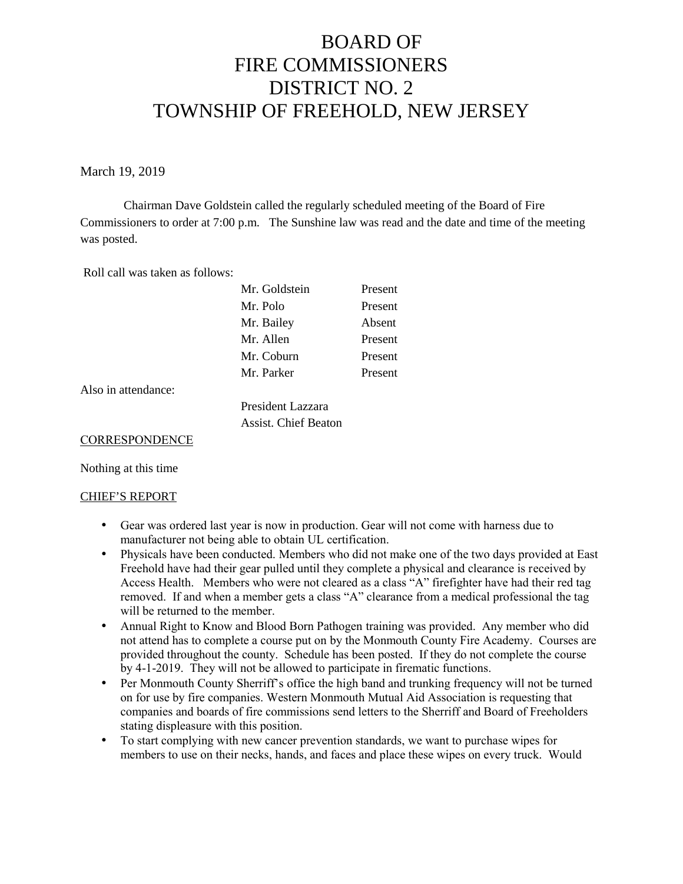# BOARD OF FIRE COMMISSIONERS DISTRICT NO. 2 TOWNSHIP OF FREEHOLD, NEW JERSEY

March 19, 2019

Chairman Dave Goldstein called the regularly scheduled meeting of the Board of Fire Commissioners to order at 7:00 p.m. The Sunshine law was read and the date and time of the meeting was posted.

Roll call was taken as follows:

| | |
|---|---|
| Mr. Goldstein | Present |
| Mr. Polo | Present |
| Mr. Bailey | Absent |
| Mr. Allen | Present |
| Mr. Coburn | Present |
| Mr. Parker | Present |

Also in attendance:

President Lazzara
Assist. Chief Beaton

CORRESPONDENCE

Nothing at this time

CHIEF'S REPORT

- Gear was ordered last year is now in production. Gear will not come with harness due to manufacturer not being able to obtain UL certification.
- Physicals have been conducted. Members who did not make one of the two days provided at East Freehold have had their gear pulled until they complete a physical and clearance is received by Access Health. Members who were not cleared as a class "A" firefighter have had their red tag removed. If and when a member gets a class "A" clearance from a medical professional the tag will be returned to the member.
- Annual Right to Know and Blood Born Pathogen training was provided. Any member who did not attend has to complete a course put on by the Monmouth County Fire Academy. Courses are provided throughout the county. Schedule has been posted. If they do not complete the course by 4-1-2019. They will not be allowed to participate in firematic functions.
- Per Monmouth County Sherriff's office the high band and trunking frequency will not be turned on for use by fire companies. Western Monmouth Mutual Aid Association is requesting that companies and boards of fire commissions send letters to the Sherriff and Board of Freeholders stating displeasure with this position.
- To start complying with new cancer prevention standards, we want to purchase wipes for members to use on their necks, hands, and faces and place these wipes on every truck. Would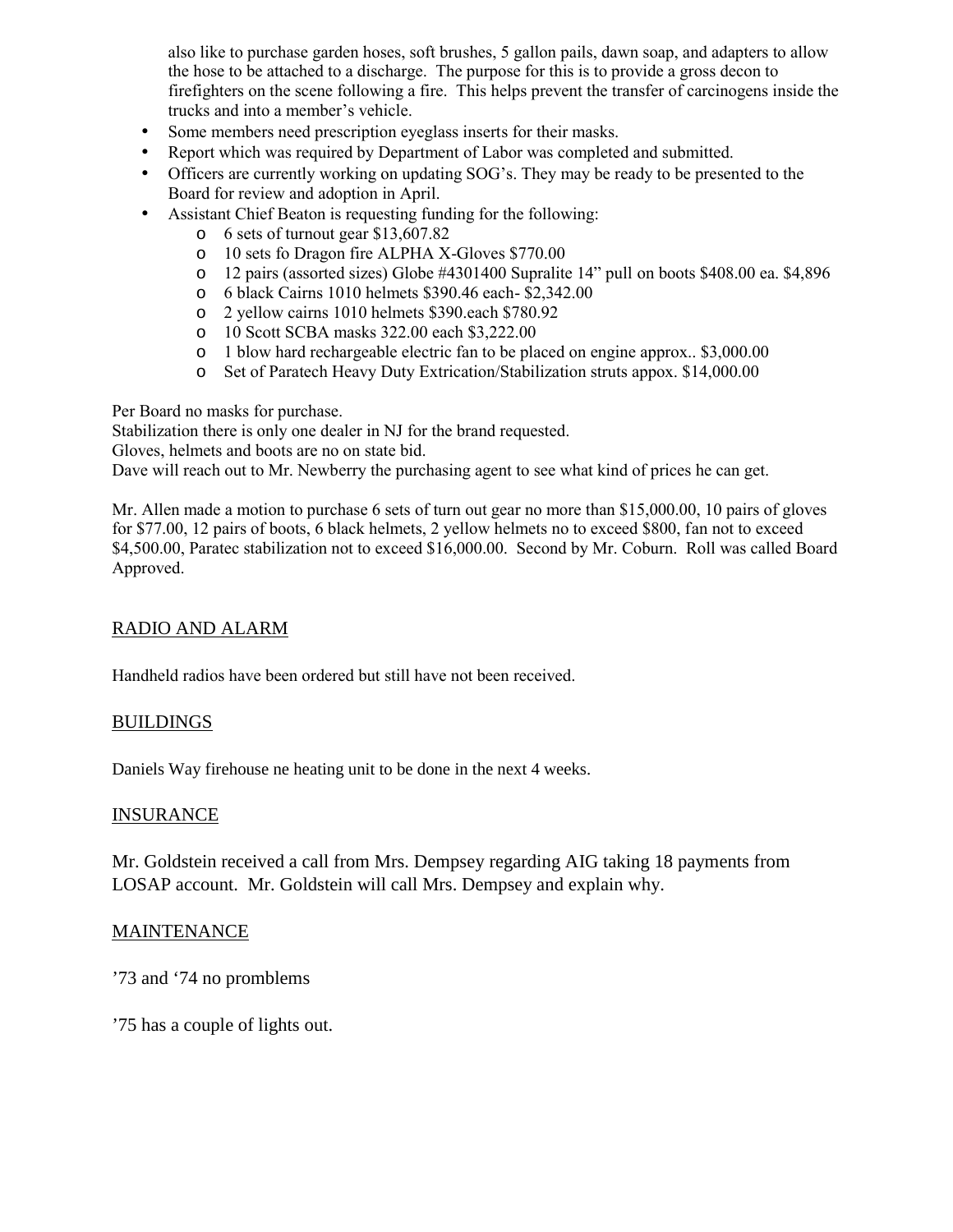also like to purchase garden hoses, soft brushes, 5 gallon pails, dawn soap, and adapters to allow the hose to be attached to a discharge. The purpose for this is to provide a gross decon to firefighters on the scene following a fire. This helps prevent the transfer of carcinogens inside the trucks and into a member's vehicle.

- Some members need prescription eyeglass inserts for their masks.
- Report which was required by Department of Labor was completed and submitted.
- Officers are currently working on updating SOG's. They may be ready to be presented to the Board for review and adoption in April.
- Assistant Chief Beaton is requesting funding for the following:
  - 6 sets of turnout gear $13,607.82
  - 10 sets fo Dragon fire ALPHA X-Gloves $770.00
  - 12 pairs (assorted sizes) Globe #4301400 Supralite 14" pull on boots $408.00 ea. $4,896
  - 6 black Cairns 1010 helmets $390.46 each- $2,342.00
  - 2 yellow cairns 1010 helmets $390.each $780.92
  - 10 Scott SCBA masks 322.00 each $3,222.00
  - 1 blow hard rechargeable electric fan to be placed on engine approx.. $3,000.00
  - Set of Paratech Heavy Duty Extrication/Stabilization struts appox. $14,000.00

Per Board no masks for purchase.
Stabilization there is only one dealer in NJ for the brand requested.
Gloves, helmets and boots are no on state bid.
Dave will reach out to Mr. Newberry the purchasing agent to see what kind of prices he can get.

Mr. Allen made a motion to purchase 6 sets of turn out gear no more than $15,000.00, 10 pairs of gloves for $77.00, 12 pairs of boots, 6 black helmets, 2 yellow helmets no to exceed $800, fan not to exceed $4,500.00, Paratec stabilization not to exceed $16,000.00. Second by Mr. Coburn. Roll was called Board Approved.

## RADIO AND ALARM

Handheld radios have been ordered but still have not been received.

## BUILDINGS

Daniels Way firehouse ne heating unit to be done in the next 4 weeks.

## INSURANCE

Mr. Goldstein received a call from Mrs. Dempsey regarding AIG taking 18 payments from LOSAP account. Mr. Goldstein will call Mrs. Dempsey and explain why.

## MAINTENANCE

'73 and '74 no promblems

'75 has a couple of lights out.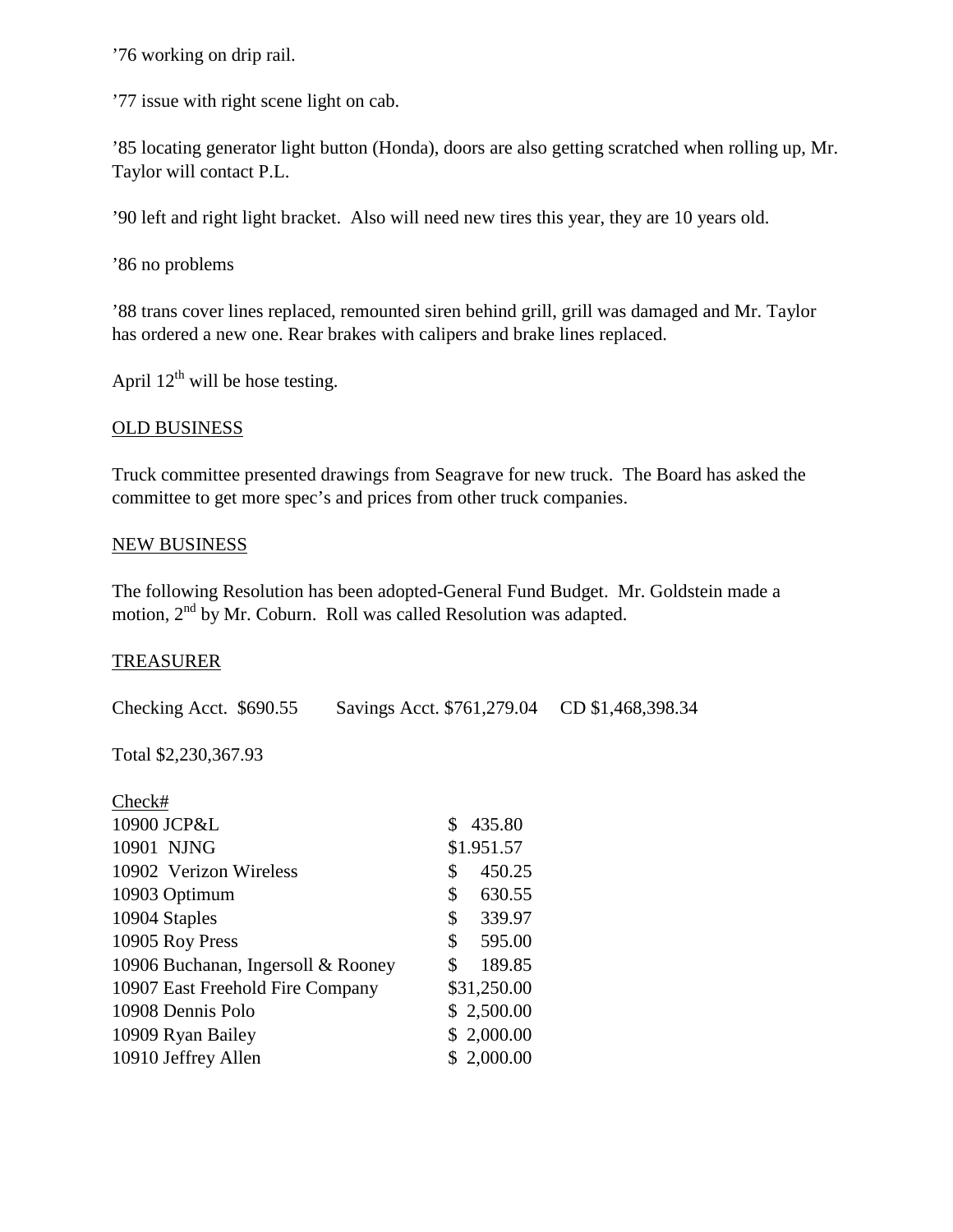’76 working on drip rail.

’77 issue with right scene light on cab.

’85 locating generator light button (Honda), doors are also getting scratched when rolling up, Mr. Taylor will contact P.L.

’90 left and right light bracket. Also will need new tires this year, they are 10 years old.

’86 no problems

’88 trans cover lines replaced, remounted siren behind grill, grill was damaged and Mr. Taylor has ordered a new one. Rear brakes with calipers and brake lines replaced.

April 12th will be hose testing.

OLD BUSINESS

Truck committee presented drawings from Seagrave for new truck. The Board has asked the committee to get more spec’s and prices from other truck companies.

NEW BUSINESS

The following Resolution has been adopted-General Fund Budget. Mr. Goldstein made a motion, 2nd by Mr. Coburn. Roll was called Resolution was adapted.

TREASURER

Checking Acct. $690.55 Savings Acct. $761,279.04 CD $1,468,398.34

Total $2,230,367.93

| Check# | |
|---|---|
| 10900 JCP&L | $ 435.80 |
| 10901 NJNG | $1.951.57 |
| 10902 Verizon Wireless | $ 450.25 |
| 10903 Optimum | $ 630.55 |
| 10904 Staples | $ 339.97 |
| 10905 Roy Press | $ 595.00 |
| 10906 Buchanan, Ingersoll & Rooney | $ 189.85 |
| 10907 East Freehold Fire Company | $31,250.00 |
| 10908 Dennis Polo | $ 2,500.00 |
| 10909 Ryan Bailey | $ 2,000.00 |
| 10910 Jeffrey Allen | $ 2,000.00 |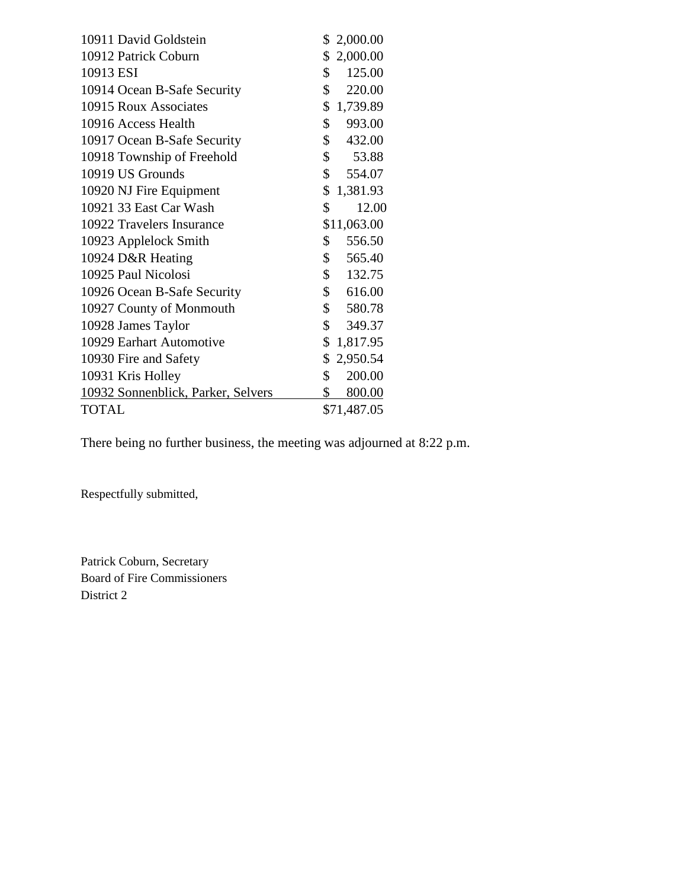| | |
|---|---|
| 10911 David Goldstein | $ 2,000.00 |
| 10912 Patrick Coburn | $ 2,000.00 |
| 10913 ESI | $ 125.00 |
| 10914 Ocean B-Safe Security | $ 220.00 |
| 10915 Roux Associates | $ 1,739.89 |
| 10916 Access Health | $ 993.00 |
| 10917 Ocean B-Safe Security | $ 432.00 |
| 10918 Township of Freehold | $ 53.88 |
| 10919 US Grounds | $ 554.07 |
| 10920 NJ Fire Equipment | $ 1,381.93 |
| 10921 33 East Car Wash | $ 12.00 |
| 10922 Travelers Insurance | $11,063.00 |
| 10923 Applelock Smith | $ 556.50 |
| 10924 D&R Heating | $ 565.40 |
| 10925 Paul Nicolosi | $ 132.75 |
| 10926 Ocean B-Safe Security | $ 616.00 |
| 10927 County of Monmouth | $ 580.78 |
| 10928 James Taylor | $ 349.37 |
| 10929 Earhart Automotive | $ 1,817.95 |
| 10930 Fire and Safety | $ 2,950.54 |
| 10931 Kris Holley | $ 200.00 |
| 10932 Sonnenblick, Parker, Selvers | $ 800.00 |
| TOTAL | $71,487.05 |

There being no further business, the meeting was adjourned at 8:22 p.m.

Respectfully submitted,

Patrick Coburn, Secretary
Board of Fire Commissioners
District 2